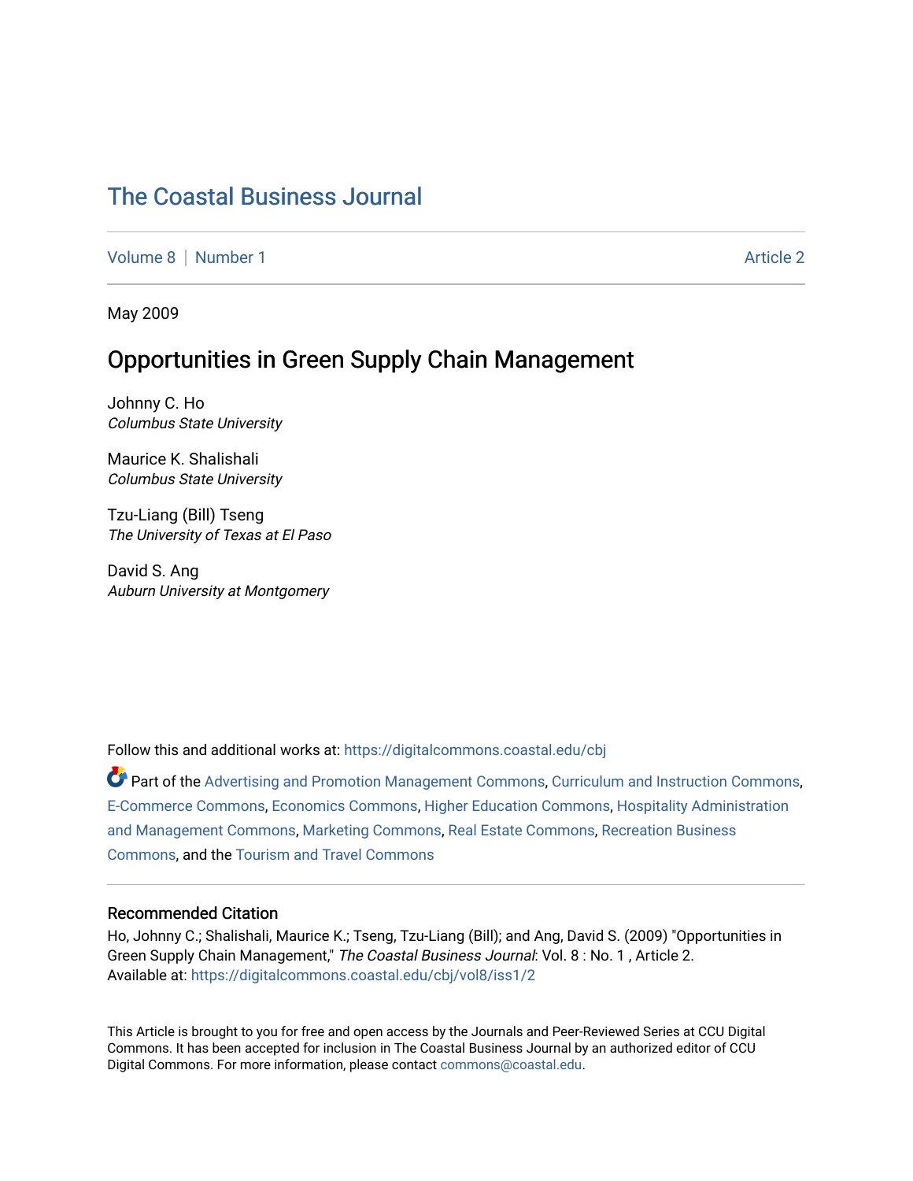# The Coastal Business Journal

Volume 8 | Number 1 Article 2

May 2009

## Opportunities in Green Supply Chain Management

Johnny C. Ho
*Columbus State University*

Maurice K. Shalishali
*Columbus State University*

Tzu-Liang (Bill) Tseng
*The University of Texas at El Paso*

David S. Ang
*Auburn University at Montgomery*

Follow this and additional works at: https://digitalcommons.coastal.edu/cbj

Part of the Advertising and Promotion Management Commons, Curriculum and Instruction Commons, E-Commerce Commons, Economics Commons, Higher Education Commons, Hospitality Administration and Management Commons, Marketing Commons, Real Estate Commons, Recreation Business Commons, and the Tourism and Travel Commons

### Recommended Citation

Ho, Johnny C.; Shalishali, Maurice K.; Tseng, Tzu-Liang (Bill); and Ang, David S. (2009) "Opportunities in Green Supply Chain Management," *The Coastal Business Journal*: Vol. 8 : No. 1 , Article 2.
Available at: https://digitalcommons.coastal.edu/cbj/vol8/iss1/2

This Article is brought to you for free and open access by the Journals and Peer-Reviewed Series at CCU Digital Commons. It has been accepted for inclusion in The Coastal Business Journal by an authorized editor of CCU Digital Commons. For more information, please contact commons@coastal.edu.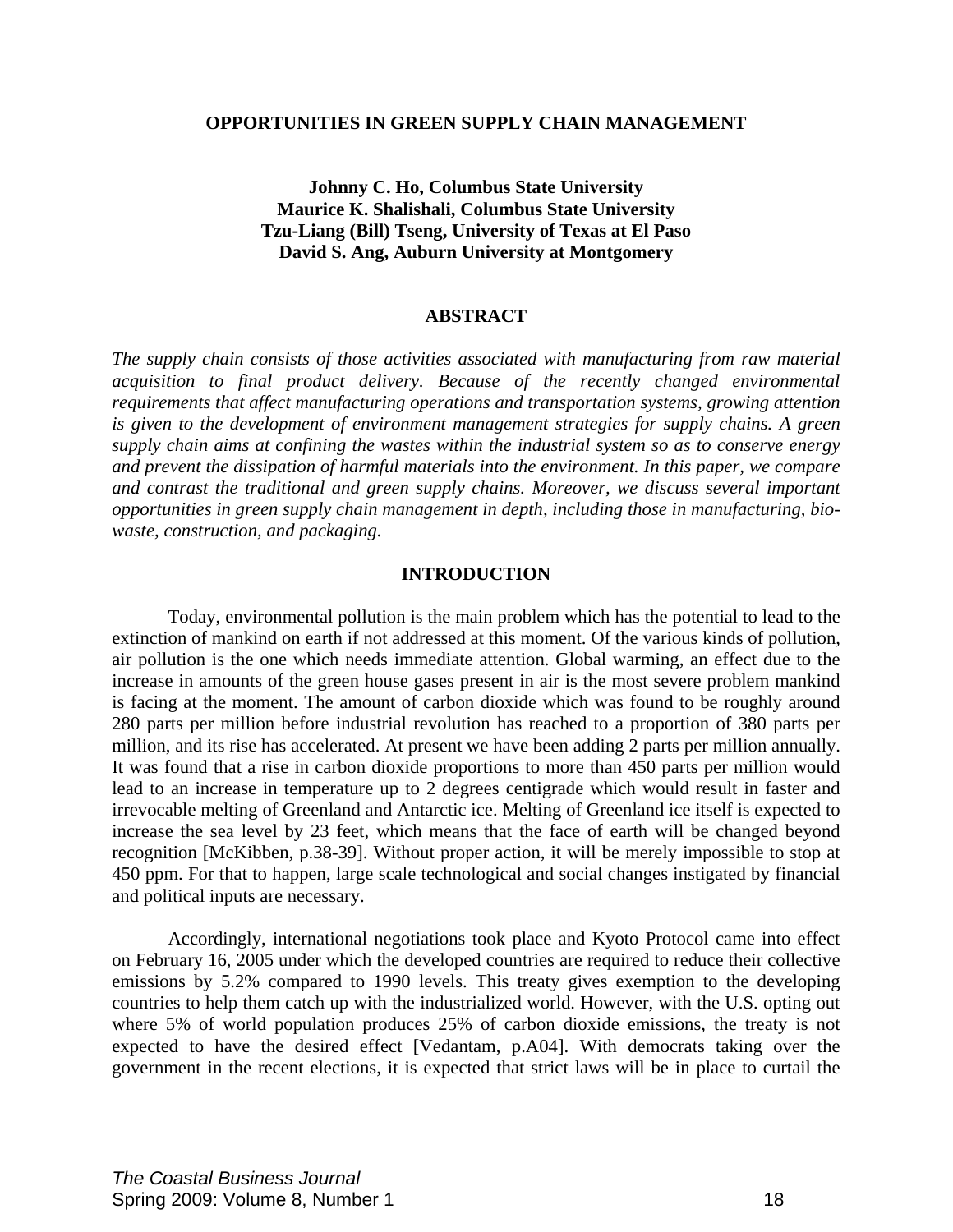# OPPORTUNITIES IN GREEN SUPPLY CHAIN MANAGEMENT

**Johnny C. Ho, Columbus State University**
**Maurice K. Shalishali, Columbus State University**
**Tzu-Liang (Bill) Tseng, University of Texas at El Paso**
**David S. Ang, Auburn University at Montgomery**

## ABSTRACT

*The supply chain consists of those activities associated with manufacturing from raw material acquisition to final product delivery. Because of the recently changed environmental requirements that affect manufacturing operations and transportation systems, growing attention is given to the development of environment management strategies for supply chains. A green supply chain aims at confining the wastes within the industrial system so as to conserve energy and prevent the dissipation of harmful materials into the environment. In this paper, we compare and contrast the traditional and green supply chains. Moreover, we discuss several important opportunities in green supply chain management in depth, including those in manufacturing, bio-waste, construction, and packaging.*

## INTRODUCTION

Today, environmental pollution is the main problem which has the potential to lead to the extinction of mankind on earth if not addressed at this moment. Of the various kinds of pollution, air pollution is the one which needs immediate attention. Global warming, an effect due to the increase in amounts of the green house gases present in air is the most severe problem mankind is facing at the moment. The amount of carbon dioxide which was found to be roughly around 280 parts per million before industrial revolution has reached to a proportion of 380 parts per million, and its rise has accelerated. At present we have been adding 2 parts per million annually. It was found that a rise in carbon dioxide proportions to more than 450 parts per million would lead to an increase in temperature up to 2 degrees centigrade which would result in faster and irrevocable melting of Greenland and Antarctic ice. Melting of Greenland ice itself is expected to increase the sea level by 23 feet, which means that the face of earth will be changed beyond recognition [McKibben, p.38-39]. Without proper action, it will be merely impossible to stop at 450 ppm. For that to happen, large scale technological and social changes instigated by financial and political inputs are necessary.

Accordingly, international negotiations took place and Kyoto Protocol came into effect on February 16, 2005 under which the developed countries are required to reduce their collective emissions by 5.2% compared to 1990 levels. This treaty gives exemption to the developing countries to help them catch up with the industrialized world. However, with the U.S. opting out where 5% of world population produces 25% of carbon dioxide emissions, the treaty is not expected to have the desired effect [Vedantam, p.A04]. With democrats taking over the government in the recent elections, it is expected that strict laws will be in place to curtail the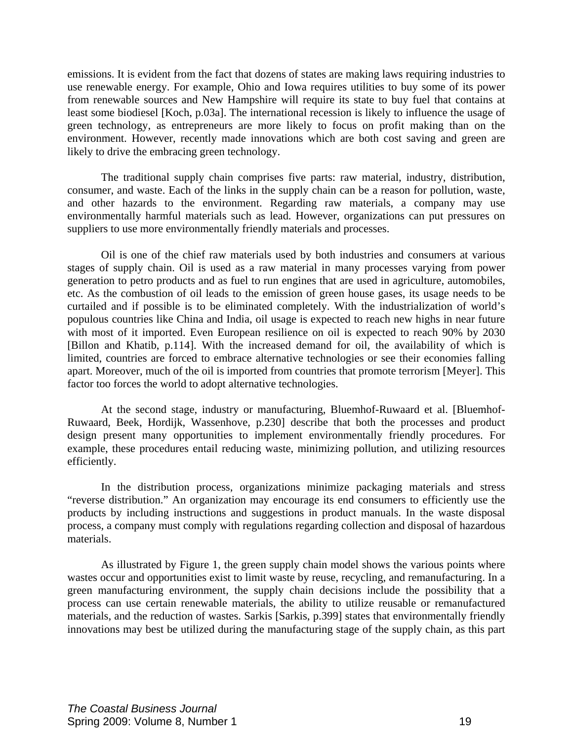emissions. It is evident from the fact that dozens of states are making laws requiring industries to use renewable energy. For example, Ohio and Iowa requires utilities to buy some of its power from renewable sources and New Hampshire will require its state to buy fuel that contains at least some biodiesel [Koch, p.03a]. The international recession is likely to influence the usage of green technology, as entrepreneurs are more likely to focus on profit making than on the environment. However, recently made innovations which are both cost saving and green are likely to drive the embracing green technology.

The traditional supply chain comprises five parts: raw material, industry, distribution, consumer, and waste. Each of the links in the supply chain can be a reason for pollution, waste, and other hazards to the environment. Regarding raw materials, a company may use environmentally harmful materials such as lead. However, organizations can put pressures on suppliers to use more environmentally friendly materials and processes.

Oil is one of the chief raw materials used by both industries and consumers at various stages of supply chain. Oil is used as a raw material in many processes varying from power generation to petro products and as fuel to run engines that are used in agriculture, automobiles, etc. As the combustion of oil leads to the emission of green house gases, its usage needs to be curtailed and if possible is to be eliminated completely. With the industrialization of world's populous countries like China and India, oil usage is expected to reach new highs in near future with most of it imported. Even European resilience on oil is expected to reach 90% by 2030 [Billon and Khatib, p.114]. With the increased demand for oil, the availability of which is limited, countries are forced to embrace alternative technologies or see their economies falling apart. Moreover, much of the oil is imported from countries that promote terrorism [Meyer]. This factor too forces the world to adopt alternative technologies.

At the second stage, industry or manufacturing, Bluemhof-Ruwaard et al. [Bluemhof-Ruwaard, Beek, Hordijk, Wassenhove, p.230] describe that both the processes and product design present many opportunities to implement environmentally friendly procedures. For example, these procedures entail reducing waste, minimizing pollution, and utilizing resources efficiently.

In the distribution process, organizations minimize packaging materials and stress "reverse distribution." An organization may encourage its end consumers to efficiently use the products by including instructions and suggestions in product manuals. In the waste disposal process, a company must comply with regulations regarding collection and disposal of hazardous materials.

As illustrated by Figure 1, the green supply chain model shows the various points where wastes occur and opportunities exist to limit waste by reuse, recycling, and remanufacturing. In a green manufacturing environment, the supply chain decisions include the possibility that a process can use certain renewable materials, the ability to utilize reusable or remanufactured materials, and the reduction of wastes. Sarkis [Sarkis, p.399] states that environmentally friendly innovations may best be utilized during the manufacturing stage of the supply chain, as this part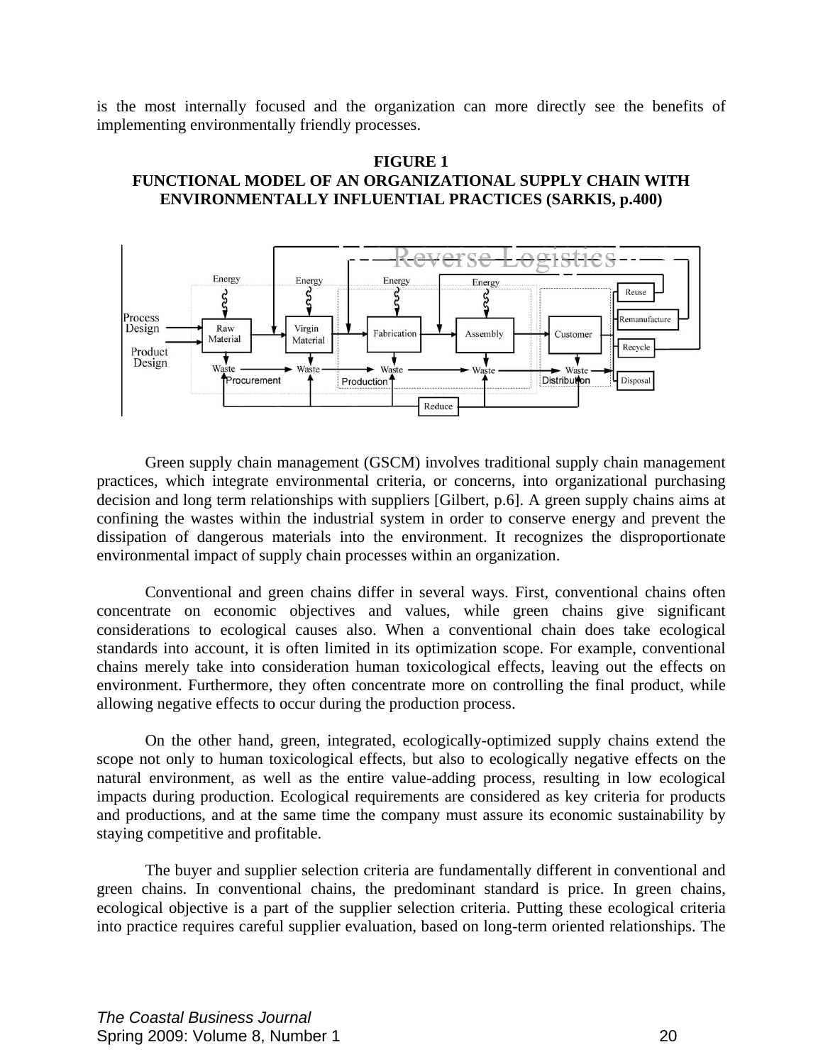is the most internally focused and the organization can more directly see the benefits of implementing environmentally friendly processes.

**FIGURE 1**
**FUNCTIONAL MODEL OF AN ORGANIZATIONAL SUPPLY CHAIN WITH ENVIRONMENTALLY INFLUENTIAL PRACTICES (SARKIS, p.400)**

Green supply chain management (GSCM) involves traditional supply chain management practices, which integrate environmental criteria, or concerns, into organizational purchasing decision and long term relationships with suppliers [Gilbert, p.6]. A green supply chains aims at confining the wastes within the industrial system in order to conserve energy and prevent the dissipation of dangerous materials into the environment. It recognizes the disproportionate environmental impact of supply chain processes within an organization.

Conventional and green chains differ in several ways. First, conventional chains often concentrate on economic objectives and values, while green chains give significant considerations to ecological causes also. When a conventional chain does take ecological standards into account, it is often limited in its optimization scope. For example, conventional chains merely take into consideration human toxicological effects, leaving out the effects on environment. Furthermore, they often concentrate more on controlling the final product, while allowing negative effects to occur during the production process.

On the other hand, green, integrated, ecologically-optimized supply chains extend the scope not only to human toxicological effects, but also to ecologically negative effects on the natural environment, as well as the entire value-adding process, resulting in low ecological impacts during production. Ecological requirements are considered as key criteria for products and productions, and at the same time the company must assure its economic sustainability by staying competitive and profitable.

The buyer and supplier selection criteria are fundamentally different in conventional and green chains. In conventional chains, the predominant standard is price. In green chains, ecological objective is a part of the supplier selection criteria. Putting these ecological criteria into practice requires careful supplier evaluation, based on long-term oriented relationships. The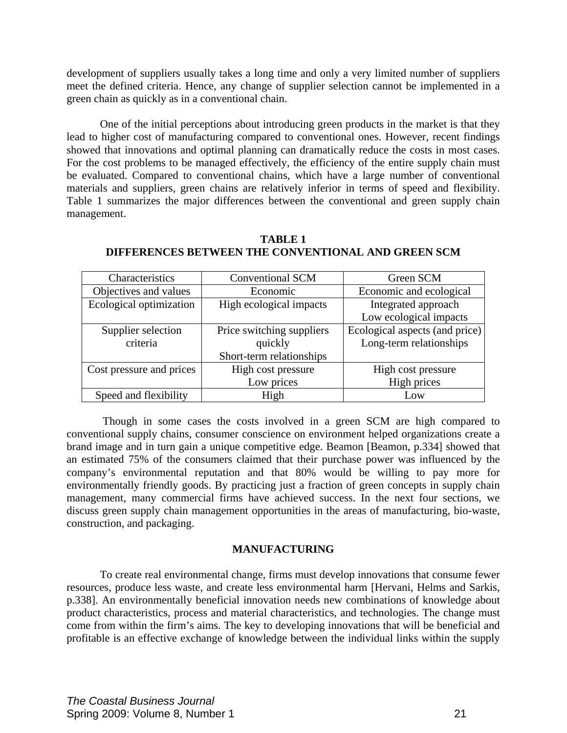development of suppliers usually takes a long time and only a very limited number of suppliers meet the defined criteria. Hence, any change of supplier selection cannot be implemented in a green chain as quickly as in a conventional chain.

One of the initial perceptions about introducing green products in the market is that they lead to higher cost of manufacturing compared to conventional ones. However, recent findings showed that innovations and optimal planning can dramatically reduce the costs in most cases. For the cost problems to be managed effectively, the efficiency of the entire supply chain must be evaluated. Compared to conventional chains, which have a large number of conventional materials and suppliers, green chains are relatively inferior in terms of speed and flexibility. Table 1 summarizes the major differences between the conventional and green supply chain management.

**TABLE 1**
**DIFFERENCES BETWEEN THE CONVENTIONAL AND GREEN SCM**

| Characteristics | Conventional SCM | Green SCM |
|---|---|---|
| Objectives and values | Economic | Economic and ecological |
| Ecological optimization | High ecological impacts | Integrated approach<br>Low ecological impacts |
| Supplier selection criteria | Price switching suppliers quickly<br>Short-term relationships | Ecological aspects (and price)<br>Long-term relationships |
| Cost pressure and prices | High cost pressure<br>Low prices | High cost pressure<br>High prices |
| Speed and flexibility | High | Low |

Though in some cases the costs involved in a green SCM are high compared to conventional supply chains, consumer conscience on environment helped organizations create a brand image and in turn gain a unique competitive edge. Beamon [Beamon, p.334] showed that an estimated 75% of the consumers claimed that their purchase power was influenced by the company's environmental reputation and that 80% would be willing to pay more for environmentally friendly goods. By practicing just a fraction of green concepts in supply chain management, many commercial firms have achieved success. In the next four sections, we discuss green supply chain management opportunities in the areas of manufacturing, bio-waste, construction, and packaging.

## MANUFACTURING

To create real environmental change, firms must develop innovations that consume fewer resources, produce less waste, and create less environmental harm [Hervani, Helms and Sarkis, p.338]. An environmentally beneficial innovation needs new combinations of knowledge about product characteristics, process and material characteristics, and technologies. The change must come from within the firm's aims. The key to developing innovations that will be beneficial and profitable is an effective exchange of knowledge between the individual links within the supply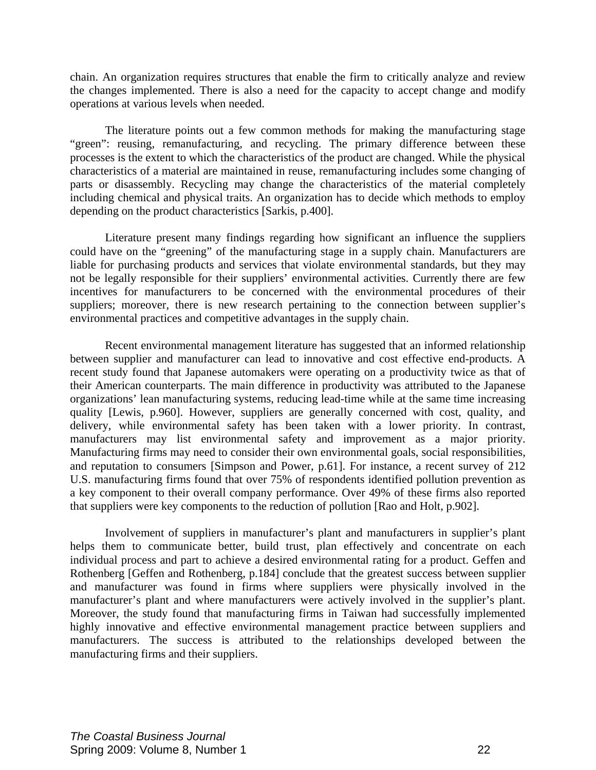chain. An organization requires structures that enable the firm to critically analyze and review the changes implemented. There is also a need for the capacity to accept change and modify operations at various levels when needed.

The literature points out a few common methods for making the manufacturing stage "green": reusing, remanufacturing, and recycling. The primary difference between these processes is the extent to which the characteristics of the product are changed. While the physical characteristics of a material are maintained in reuse, remanufacturing includes some changing of parts or disassembly. Recycling may change the characteristics of the material completely including chemical and physical traits. An organization has to decide which methods to employ depending on the product characteristics [Sarkis, p.400].

Literature present many findings regarding how significant an influence the suppliers could have on the "greening" of the manufacturing stage in a supply chain. Manufacturers are liable for purchasing products and services that violate environmental standards, but they may not be legally responsible for their suppliers' environmental activities. Currently there are few incentives for manufacturers to be concerned with the environmental procedures of their suppliers; moreover, there is new research pertaining to the connection between supplier's environmental practices and competitive advantages in the supply chain.

Recent environmental management literature has suggested that an informed relationship between supplier and manufacturer can lead to innovative and cost effective end-products. A recent study found that Japanese automakers were operating on a productivity twice as that of their American counterparts. The main difference in productivity was attributed to the Japanese organizations' lean manufacturing systems, reducing lead-time while at the same time increasing quality [Lewis, p.960]. However, suppliers are generally concerned with cost, quality, and delivery, while environmental safety has been taken with a lower priority. In contrast, manufacturers may list environmental safety and improvement as a major priority. Manufacturing firms may need to consider their own environmental goals, social responsibilities, and reputation to consumers [Simpson and Power, p.61]. For instance, a recent survey of 212 U.S. manufacturing firms found that over 75% of respondents identified pollution prevention as a key component to their overall company performance. Over 49% of these firms also reported that suppliers were key components to the reduction of pollution [Rao and Holt, p.902].

Involvement of suppliers in manufacturer's plant and manufacturers in supplier's plant helps them to communicate better, build trust, plan effectively and concentrate on each individual process and part to achieve a desired environmental rating for a product. Geffen and Rothenberg [Geffen and Rothenberg, p.184] conclude that the greatest success between supplier and manufacturer was found in firms where suppliers were physically involved in the manufacturer's plant and where manufacturers were actively involved in the supplier's plant. Moreover, the study found that manufacturing firms in Taiwan had successfully implemented highly innovative and effective environmental management practice between suppliers and manufacturers. The success is attributed to the relationships developed between the manufacturing firms and their suppliers.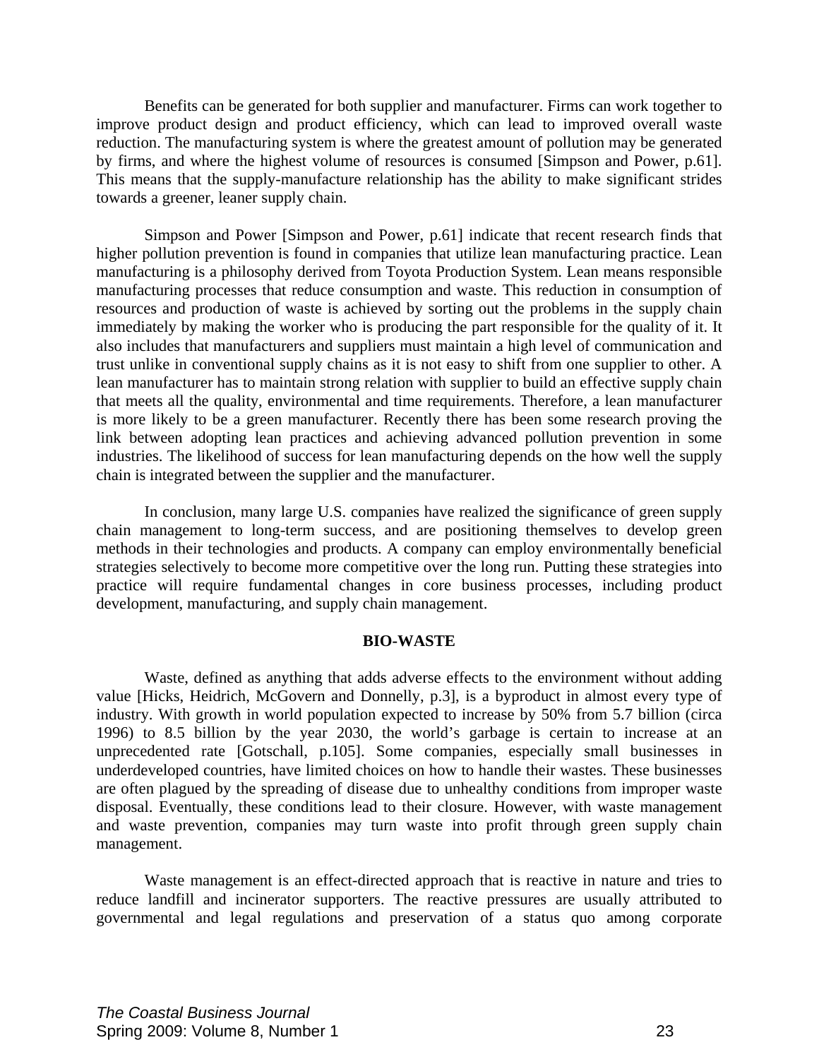Benefits can be generated for both supplier and manufacturer. Firms can work together to improve product design and product efficiency, which can lead to improved overall waste reduction. The manufacturing system is where the greatest amount of pollution may be generated by firms, and where the highest volume of resources is consumed [Simpson and Power, p.61]. This means that the supply-manufacture relationship has the ability to make significant strides towards a greener, leaner supply chain.

Simpson and Power [Simpson and Power, p.61] indicate that recent research finds that higher pollution prevention is found in companies that utilize lean manufacturing practice. Lean manufacturing is a philosophy derived from Toyota Production System. Lean means responsible manufacturing processes that reduce consumption and waste. This reduction in consumption of resources and production of waste is achieved by sorting out the problems in the supply chain immediately by making the worker who is producing the part responsible for the quality of it. It also includes that manufacturers and suppliers must maintain a high level of communication and trust unlike in conventional supply chains as it is not easy to shift from one supplier to other. A lean manufacturer has to maintain strong relation with supplier to build an effective supply chain that meets all the quality, environmental and time requirements. Therefore, a lean manufacturer is more likely to be a green manufacturer. Recently there has been some research proving the link between adopting lean practices and achieving advanced pollution prevention in some industries. The likelihood of success for lean manufacturing depends on the how well the supply chain is integrated between the supplier and the manufacturer.

In conclusion, many large U.S. companies have realized the significance of green supply chain management to long-term success, and are positioning themselves to develop green methods in their technologies and products. A company can employ environmentally beneficial strategies selectively to become more competitive over the long run. Putting these strategies into practice will require fundamental changes in core business processes, including product development, manufacturing, and supply chain management.

## BIO-WASTE

Waste, defined as anything that adds adverse effects to the environment without adding value [Hicks, Heidrich, McGovern and Donnelly, p.3], is a byproduct in almost every type of industry. With growth in world population expected to increase by 50% from 5.7 billion (circa 1996) to 8.5 billion by the year 2030, the world's garbage is certain to increase at an unprecedented rate [Gotschall, p.105]. Some companies, especially small businesses in underdeveloped countries, have limited choices on how to handle their wastes. These businesses are often plagued by the spreading of disease due to unhealthy conditions from improper waste disposal. Eventually, these conditions lead to their closure. However, with waste management and waste prevention, companies may turn waste into profit through green supply chain management.

Waste management is an effect-directed approach that is reactive in nature and tries to reduce landfill and incinerator supporters. The reactive pressures are usually attributed to governmental and legal regulations and preservation of a status quo among corporate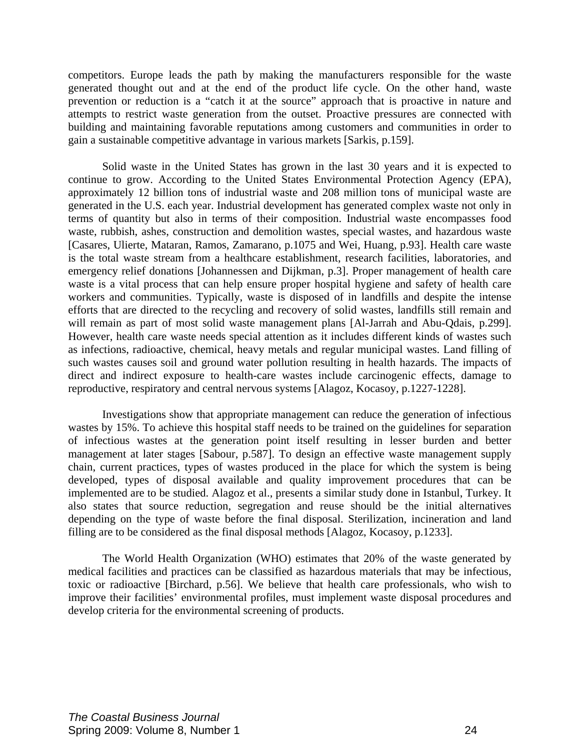competitors. Europe leads the path by making the manufacturers responsible for the waste generated thought out and at the end of the product life cycle. On the other hand, waste prevention or reduction is a "catch it at the source" approach that is proactive in nature and attempts to restrict waste generation from the outset. Proactive pressures are connected with building and maintaining favorable reputations among customers and communities in order to gain a sustainable competitive advantage in various markets [Sarkis, p.159].

Solid waste in the United States has grown in the last 30 years and it is expected to continue to grow. According to the United States Environmental Protection Agency (EPA), approximately 12 billion tons of industrial waste and 208 million tons of municipal waste are generated in the U.S. each year. Industrial development has generated complex waste not only in terms of quantity but also in terms of their composition. Industrial waste encompasses food waste, rubbish, ashes, construction and demolition wastes, special wastes, and hazardous waste [Casares, Ulierte, Mataran, Ramos, Zamarano, p.1075 and Wei, Huang, p.93]. Health care waste is the total waste stream from a healthcare establishment, research facilities, laboratories, and emergency relief donations [Johannessen and Dijkman, p.3]. Proper management of health care waste is a vital process that can help ensure proper hospital hygiene and safety of health care workers and communities. Typically, waste is disposed of in landfills and despite the intense efforts that are directed to the recycling and recovery of solid wastes, landfills still remain and will remain as part of most solid waste management plans [Al-Jarrah and Abu-Qdais, p.299]. However, health care waste needs special attention as it includes different kinds of wastes such as infections, radioactive, chemical, heavy metals and regular municipal wastes. Land filling of such wastes causes soil and ground water pollution resulting in health hazards. The impacts of direct and indirect exposure to health-care wastes include carcinogenic effects, damage to reproductive, respiratory and central nervous systems [Alagoz, Kocasoy, p.1227-1228].

Investigations show that appropriate management can reduce the generation of infectious wastes by 15%. To achieve this hospital staff needs to be trained on the guidelines for separation of infectious wastes at the generation point itself resulting in lesser burden and better management at later stages [Sabour, p.587]. To design an effective waste management supply chain, current practices, types of wastes produced in the place for which the system is being developed, types of disposal available and quality improvement procedures that can be implemented are to be studied. Alagoz et al., presents a similar study done in Istanbul, Turkey. It also states that source reduction, segregation and reuse should be the initial alternatives depending on the type of waste before the final disposal. Sterilization, incineration and land filling are to be considered as the final disposal methods [Alagoz, Kocasoy, p.1233].

The World Health Organization (WHO) estimates that 20% of the waste generated by medical facilities and practices can be classified as hazardous materials that may be infectious, toxic or radioactive [Birchard, p.56]. We believe that health care professionals, who wish to improve their facilities' environmental profiles, must implement waste disposal procedures and develop criteria for the environmental screening of products.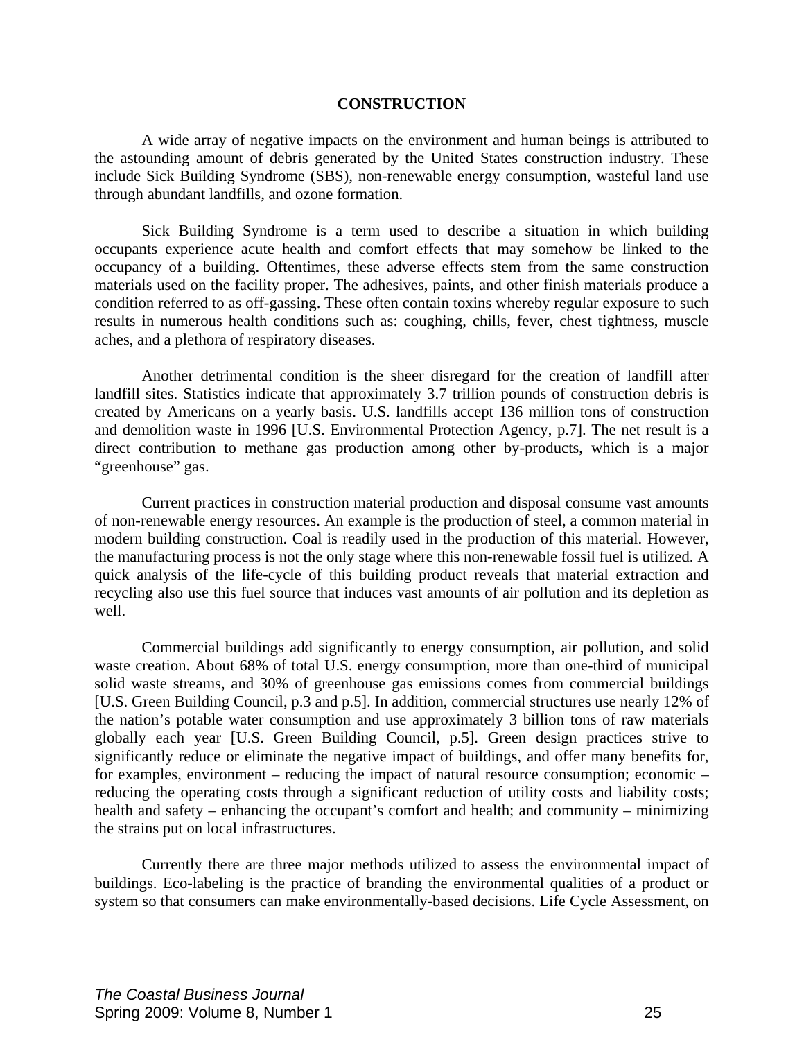## CONSTRUCTION

A wide array of negative impacts on the environment and human beings is attributed to the astounding amount of debris generated by the United States construction industry. These include Sick Building Syndrome (SBS), non-renewable energy consumption, wasteful land use through abundant landfills, and ozone formation.

Sick Building Syndrome is a term used to describe a situation in which building occupants experience acute health and comfort effects that may somehow be linked to the occupancy of a building. Oftentimes, these adverse effects stem from the same construction materials used on the facility proper. The adhesives, paints, and other finish materials produce a condition referred to as off-gassing. These often contain toxins whereby regular exposure to such results in numerous health conditions such as: coughing, chills, fever, chest tightness, muscle aches, and a plethora of respiratory diseases.

Another detrimental condition is the sheer disregard for the creation of landfill after landfill sites. Statistics indicate that approximately 3.7 trillion pounds of construction debris is created by Americans on a yearly basis. U.S. landfills accept 136 million tons of construction and demolition waste in 1996 [U.S. Environmental Protection Agency, p.7]. The net result is a direct contribution to methane gas production among other by-products, which is a major "greenhouse" gas.

Current practices in construction material production and disposal consume vast amounts of non-renewable energy resources. An example is the production of steel, a common material in modern building construction. Coal is readily used in the production of this material. However, the manufacturing process is not the only stage where this non-renewable fossil fuel is utilized. A quick analysis of the life-cycle of this building product reveals that material extraction and recycling also use this fuel source that induces vast amounts of air pollution and its depletion as well.

Commercial buildings add significantly to energy consumption, air pollution, and solid waste creation. About 68% of total U.S. energy consumption, more than one-third of municipal solid waste streams, and 30% of greenhouse gas emissions comes from commercial buildings [U.S. Green Building Council, p.3 and p.5]. In addition, commercial structures use nearly 12% of the nation's potable water consumption and use approximately 3 billion tons of raw materials globally each year [U.S. Green Building Council, p.5]. Green design practices strive to significantly reduce or eliminate the negative impact of buildings, and offer many benefits for, for examples, environment – reducing the impact of natural resource consumption; economic – reducing the operating costs through a significant reduction of utility costs and liability costs; health and safety – enhancing the occupant's comfort and health; and community – minimizing the strains put on local infrastructures.

Currently there are three major methods utilized to assess the environmental impact of buildings. Eco-labeling is the practice of branding the environmental qualities of a product or system so that consumers can make environmentally-based decisions. Life Cycle Assessment, on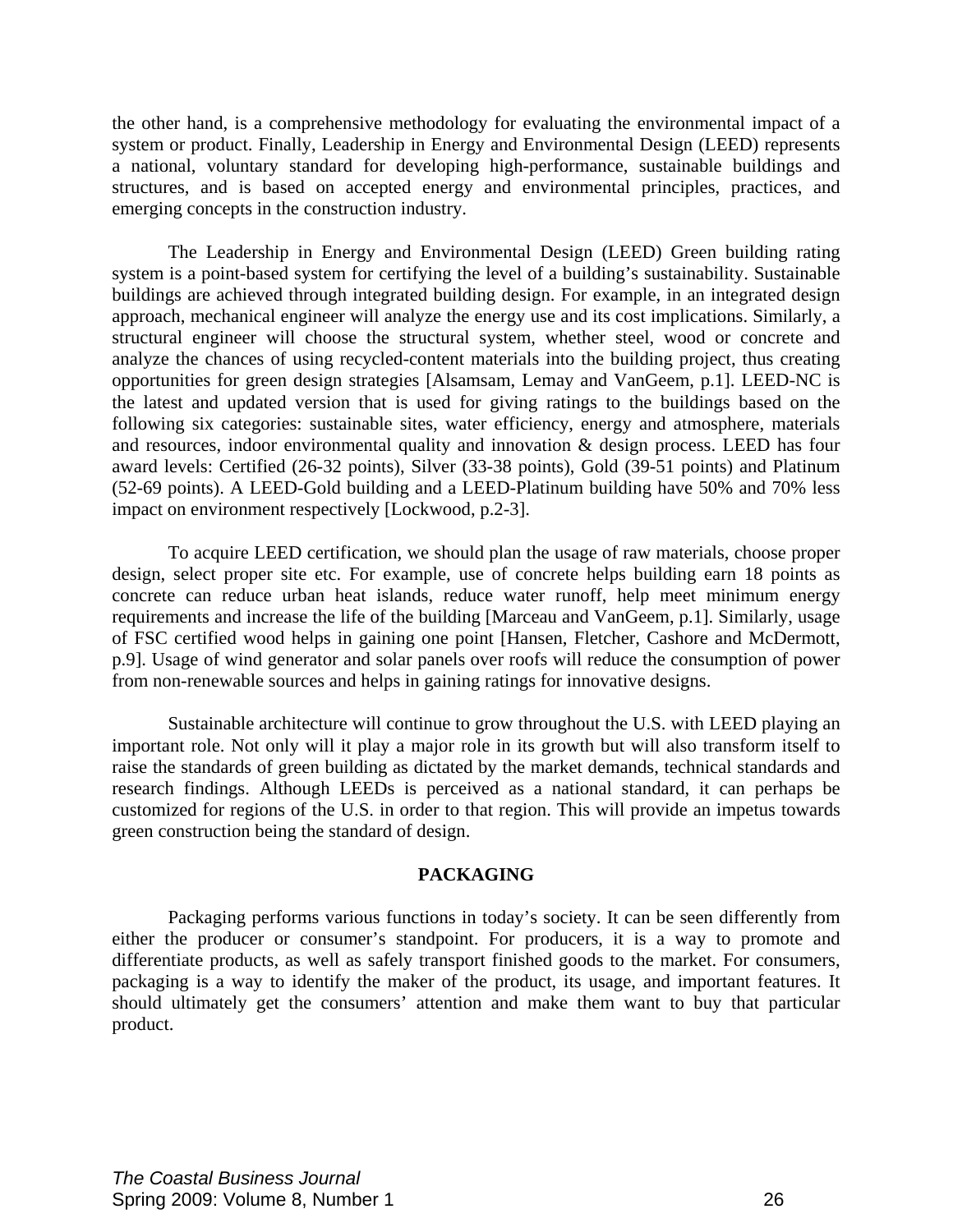the other hand, is a comprehensive methodology for evaluating the environmental impact of a system or product. Finally, Leadership in Energy and Environmental Design (LEED) represents a national, voluntary standard for developing high-performance, sustainable buildings and structures, and is based on accepted energy and environmental principles, practices, and emerging concepts in the construction industry.

The Leadership in Energy and Environmental Design (LEED) Green building rating system is a point-based system for certifying the level of a building's sustainability. Sustainable buildings are achieved through integrated building design. For example, in an integrated design approach, mechanical engineer will analyze the energy use and its cost implications. Similarly, a structural engineer will choose the structural system, whether steel, wood or concrete and analyze the chances of using recycled-content materials into the building project, thus creating opportunities for green design strategies [Alsamsam, Lemay and VanGeem, p.1]. LEED-NC is the latest and updated version that is used for giving ratings to the buildings based on the following six categories: sustainable sites, water efficiency, energy and atmosphere, materials and resources, indoor environmental quality and innovation & design process. LEED has four award levels: Certified (26-32 points), Silver (33-38 points), Gold (39-51 points) and Platinum (52-69 points). A LEED-Gold building and a LEED-Platinum building have 50% and 70% less impact on environment respectively [Lockwood, p.2-3].

To acquire LEED certification, we should plan the usage of raw materials, choose proper design, select proper site etc. For example, use of concrete helps building earn 18 points as concrete can reduce urban heat islands, reduce water runoff, help meet minimum energy requirements and increase the life of the building [Marceau and VanGeem, p.1]. Similarly, usage of FSC certified wood helps in gaining one point [Hansen, Fletcher, Cashore and McDermott, p.9]. Usage of wind generator and solar panels over roofs will reduce the consumption of power from non-renewable sources and helps in gaining ratings for innovative designs.

Sustainable architecture will continue to grow throughout the U.S. with LEED playing an important role. Not only will it play a major role in its growth but will also transform itself to raise the standards of green building as dictated by the market demands, technical standards and research findings. Although LEEDs is perceived as a national standard, it can perhaps be customized for regions of the U.S. in order to that region. This will provide an impetus towards green construction being the standard of design.

## PACKAGING

Packaging performs various functions in today's society. It can be seen differently from either the producer or consumer's standpoint. For producers, it is a way to promote and differentiate products, as well as safely transport finished goods to the market. For consumers, packaging is a way to identify the maker of the product, its usage, and important features. It should ultimately get the consumers' attention and make them want to buy that particular product.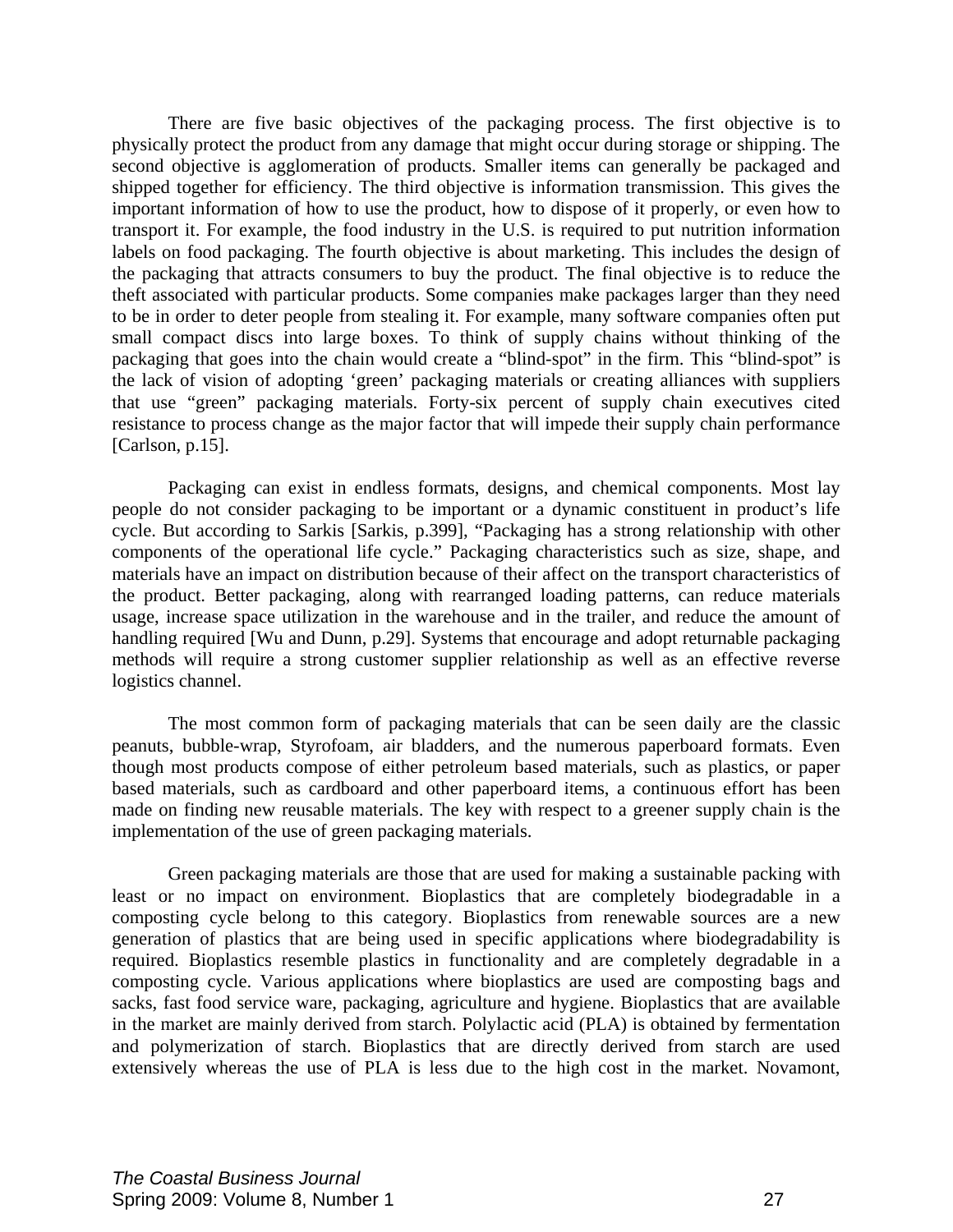There are five basic objectives of the packaging process. The first objective is to physically protect the product from any damage that might occur during storage or shipping. The second objective is agglomeration of products. Smaller items can generally be packaged and shipped together for efficiency. The third objective is information transmission. This gives the important information of how to use the product, how to dispose of it properly, or even how to transport it. For example, the food industry in the U.S. is required to put nutrition information labels on food packaging. The fourth objective is about marketing. This includes the design of the packaging that attracts consumers to buy the product. The final objective is to reduce the theft associated with particular products. Some companies make packages larger than they need to be in order to deter people from stealing it. For example, many software companies often put small compact discs into large boxes. To think of supply chains without thinking of the packaging that goes into the chain would create a "blind-spot" in the firm. This "blind-spot" is the lack of vision of adopting 'green' packaging materials or creating alliances with suppliers that use "green" packaging materials. Forty-six percent of supply chain executives cited resistance to process change as the major factor that will impede their supply chain performance [Carlson, p.15].

Packaging can exist in endless formats, designs, and chemical components. Most lay people do not consider packaging to be important or a dynamic constituent in product's life cycle. But according to Sarkis [Sarkis, p.399], "Packaging has a strong relationship with other components of the operational life cycle." Packaging characteristics such as size, shape, and materials have an impact on distribution because of their affect on the transport characteristics of the product. Better packaging, along with rearranged loading patterns, can reduce materials usage, increase space utilization in the warehouse and in the trailer, and reduce the amount of handling required [Wu and Dunn, p.29]. Systems that encourage and adopt returnable packaging methods will require a strong customer supplier relationship as well as an effective reverse logistics channel.

The most common form of packaging materials that can be seen daily are the classic peanuts, bubble-wrap, Styrofoam, air bladders, and the numerous paperboard formats. Even though most products compose of either petroleum based materials, such as plastics, or paper based materials, such as cardboard and other paperboard items, a continuous effort has been made on finding new reusable materials. The key with respect to a greener supply chain is the implementation of the use of green packaging materials.

Green packaging materials are those that are used for making a sustainable packing with least or no impact on environment. Bioplastics that are completely biodegradable in a composting cycle belong to this category. Bioplastics from renewable sources are a new generation of plastics that are being used in specific applications where biodegradability is required. Bioplastics resemble plastics in functionality and are completely degradable in a composting cycle. Various applications where bioplastics are used are composting bags and sacks, fast food service ware, packaging, agriculture and hygiene. Bioplastics that are available in the market are mainly derived from starch. Polylactic acid (PLA) is obtained by fermentation and polymerization of starch. Bioplastics that are directly derived from starch are used extensively whereas the use of PLA is less due to the high cost in the market. Novamont,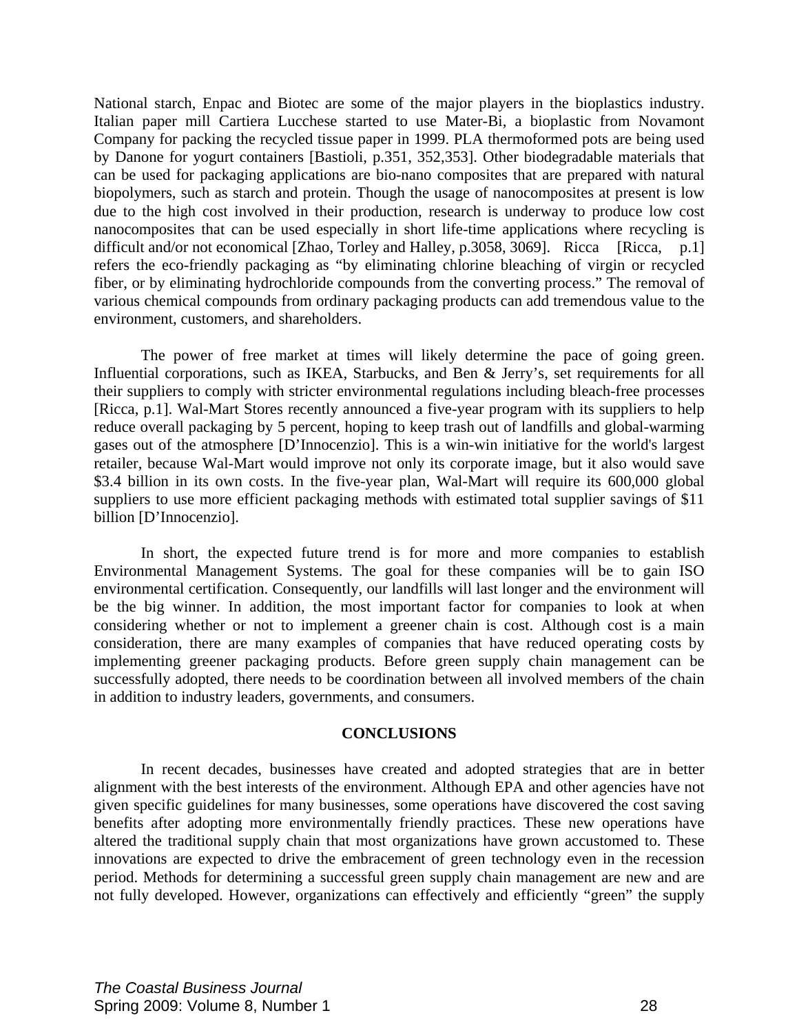National starch, Enpac and Biotec are some of the major players in the bioplastics industry. Italian paper mill Cartiera Lucchese started to use Mater-Bi, a bioplastic from Novamont Company for packing the recycled tissue paper in 1999. PLA thermoformed pots are being used by Danone for yogurt containers [Bastioli, p.351, 352,353]. Other biodegradable materials that can be used for packaging applications are bio-nano composites that are prepared with natural biopolymers, such as starch and protein. Though the usage of nanocomposites at present is low due to the high cost involved in their production, research is underway to produce low cost nanocomposites that can be used especially in short life-time applications where recycling is difficult and/or not economical [Zhao, Torley and Halley, p.3058, 3069]. Ricca [Ricca, p.1] refers the eco-friendly packaging as "by eliminating chlorine bleaching of virgin or recycled fiber, or by eliminating hydrochloride compounds from the converting process." The removal of various chemical compounds from ordinary packaging products can add tremendous value to the environment, customers, and shareholders.

The power of free market at times will likely determine the pace of going green. Influential corporations, such as IKEA, Starbucks, and Ben & Jerry's, set requirements for all their suppliers to comply with stricter environmental regulations including bleach-free processes [Ricca, p.1]. Wal-Mart Stores recently announced a five-year program with its suppliers to help reduce overall packaging by 5 percent, hoping to keep trash out of landfills and global-warming gases out of the atmosphere [D'Innocenzio]. This is a win-win initiative for the world's largest retailer, because Wal-Mart would improve not only its corporate image, but it also would save \$3.4 billion in its own costs. In the five-year plan, Wal-Mart will require its 600,000 global suppliers to use more efficient packaging methods with estimated total supplier savings of \$11 billion [D'Innocenzio].

In short, the expected future trend is for more and more companies to establish Environmental Management Systems. The goal for these companies will be to gain ISO environmental certification. Consequently, our landfills will last longer and the environment will be the big winner. In addition, the most important factor for companies to look at when considering whether or not to implement a greener chain is cost. Although cost is a main consideration, there are many examples of companies that have reduced operating costs by implementing greener packaging products. Before green supply chain management can be successfully adopted, there needs to be coordination between all involved members of the chain in addition to industry leaders, governments, and consumers.

## CONCLUSIONS

In recent decades, businesses have created and adopted strategies that are in better alignment with the best interests of the environment. Although EPA and other agencies have not given specific guidelines for many businesses, some operations have discovered the cost saving benefits after adopting more environmentally friendly practices. These new operations have altered the traditional supply chain that most organizations have grown accustomed to. These innovations are expected to drive the embracement of green technology even in the recession period. Methods for determining a successful green supply chain management are new and are not fully developed. However, organizations can effectively and efficiently "green" the supply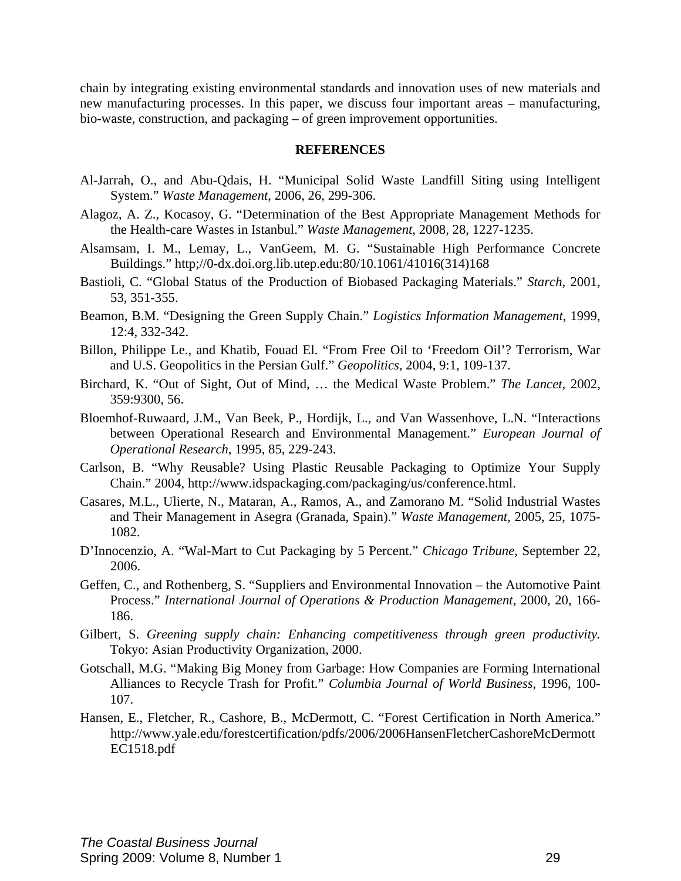chain by integrating existing environmental standards and innovation uses of new materials and new manufacturing processes. In this paper, we discuss four important areas – manufacturing, bio-waste, construction, and packaging – of green improvement opportunities.

## REFERENCES

Al-Jarrah, O., and Abu-Qdais, H. "Municipal Solid Waste Landfill Siting using Intelligent System." *Waste Management*, 2006, 26, 299-306.

Alagoz, A. Z., Kocasoy, G. "Determination of the Best Appropriate Management Methods for the Health-care Wastes in Istanbul." *Waste Management*, 2008, 28, 1227-1235.

Alsamsam, I. M., Lemay, L., VanGeem, M. G. "Sustainable High Performance Concrete Buildings." http;//0-dx.doi.org.lib.utep.edu:80/10.1061/41016(314)168

Bastioli, C. "Global Status of the Production of Biobased Packaging Materials." *Starch*, 2001, 53, 351-355.

Beamon, B.M. "Designing the Green Supply Chain." *Logistics Information Management*, 1999, 12:4, 332-342.

Billon, Philippe Le., and Khatib, Fouad El. "From Free Oil to 'Freedom Oil'? Terrorism, War and U.S. Geopolitics in the Persian Gulf." *Geopolitics*, 2004, 9:1, 109-137.

Birchard, K. "Out of Sight, Out of Mind, … the Medical Waste Problem." *The Lancet*, 2002, 359:9300, 56.

Bloemhof-Ruwaard, J.M., Van Beek, P., Hordijk, L., and Van Wassenhove, L.N. "Interactions between Operational Research and Environmental Management." *European Journal of Operational Research*, 1995, 85, 229-243.

Carlson, B. "Why Reusable? Using Plastic Reusable Packaging to Optimize Your Supply Chain." 2004, http://www.idspackaging.com/packaging/us/conference.html.

Casares, M.L., Ulierte, N., Mataran, A., Ramos, A., and Zamorano M. "Solid Industrial Wastes and Their Management in Asegra (Granada, Spain)." *Waste Management*, 2005, 25, 1075-1082.

D'Innocenzio, A. "Wal-Mart to Cut Packaging by 5 Percent." *Chicago Tribune*, September 22, 2006.

Geffen, C., and Rothenberg, S. "Suppliers and Environmental Innovation – the Automotive Paint Process." *International Journal of Operations & Production Management*, 2000, 20, 166-186.

Gilbert, S. *Greening supply chain: Enhancing competitiveness through green productivity.* Tokyo: Asian Productivity Organization, 2000.

Gotschall, M.G. "Making Big Money from Garbage: How Companies are Forming International Alliances to Recycle Trash for Profit." *Columbia Journal of World Business*, 1996, 100-107.

Hansen, E., Fletcher, R., Cashore, B., McDermott, C. "Forest Certification in North America." http://www.yale.edu/forestcertification/pdfs/2006/2006HansenFletcherCashoreMcDermottEC1518.pdf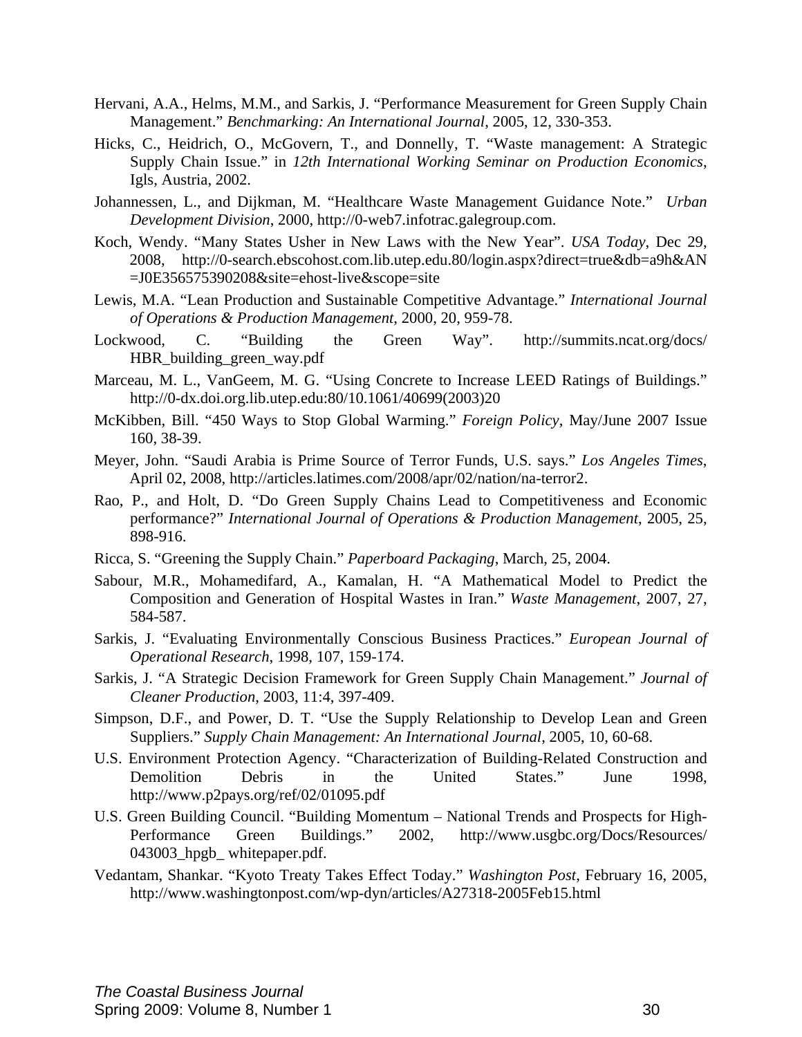Hervani, A.A., Helms, M.M., and Sarkis, J. "Performance Measurement for Green Supply Chain Management." *Benchmarking: An International Journal*, 2005, 12, 330-353.

Hicks, C., Heidrich, O., McGovern, T., and Donnelly, T. "Waste management: A Strategic Supply Chain Issue." in *12th International Working Seminar on Production Economics*, Igls, Austria, 2002.

Johannessen, L., and Dijkman, M. "Healthcare Waste Management Guidance Note." *Urban Development Division*, 2000, http://0-web7.infotrac.galegroup.com.

Koch, Wendy. "Many States Usher in New Laws with the New Year". *USA Today*, Dec 29, 2008, http://0-search.ebscohost.com.lib.utep.edu.80/login.aspx?direct=true&db=a9h&AN=J0E356575390208&site=ehost-live&scope=site

Lewis, M.A. "Lean Production and Sustainable Competitive Advantage." *International Journal of Operations & Production Management*, 2000, 20, 959-78.

Lockwood, C. "Building the Green Way". http://summits.ncat.org/docs/HBR_building_green_way.pdf

Marceau, M. L., VanGeem, M. G. "Using Concrete to Increase LEED Ratings of Buildings." http://0-dx.doi.org.lib.utep.edu:80/10.1061/40699(2003)20

McKibben, Bill. "450 Ways to Stop Global Warming." *Foreign Policy*, May/June 2007 Issue 160, 38-39.

Meyer, John. "Saudi Arabia is Prime Source of Terror Funds, U.S. says." *Los Angeles Times*, April 02, 2008, http://articles.latimes.com/2008/apr/02/nation/na-terror2.

Rao, P., and Holt, D. "Do Green Supply Chains Lead to Competitiveness and Economic performance?" *International Journal of Operations & Production Management*, 2005, 25, 898-916.

Ricca, S. "Greening the Supply Chain." *Paperboard Packaging*, March, 25, 2004.

Sabour, M.R., Mohamedifard, A., Kamalan, H. "A Mathematical Model to Predict the Composition and Generation of Hospital Wastes in Iran." *Waste Management*, 2007, 27, 584-587.

Sarkis, J. "Evaluating Environmentally Conscious Business Practices." *European Journal of Operational Research*, 1998, 107, 159-174.

Sarkis, J. "A Strategic Decision Framework for Green Supply Chain Management." *Journal of Cleaner Production*, 2003, 11:4, 397-409.

Simpson, D.F., and Power, D. T. "Use the Supply Relationship to Develop Lean and Green Suppliers." *Supply Chain Management: An International Journal*, 2005, 10, 60-68.

U.S. Environment Protection Agency. "Characterization of Building-Related Construction and Demolition Debris in the United States." June 1998, http://www.p2pays.org/ref/02/01095.pdf

U.S. Green Building Council. "Building Momentum – National Trends and Prospects for High-Performance Green Buildings." 2002, http://www.usgbc.org/Docs/Resources/043003_hpgb_ whitepaper.pdf.

Vedantam, Shankar. "Kyoto Treaty Takes Effect Today." *Washington Post*, February 16, 2005, http://www.washingtonpost.com/wp-dyn/articles/A27318-2005Feb15.html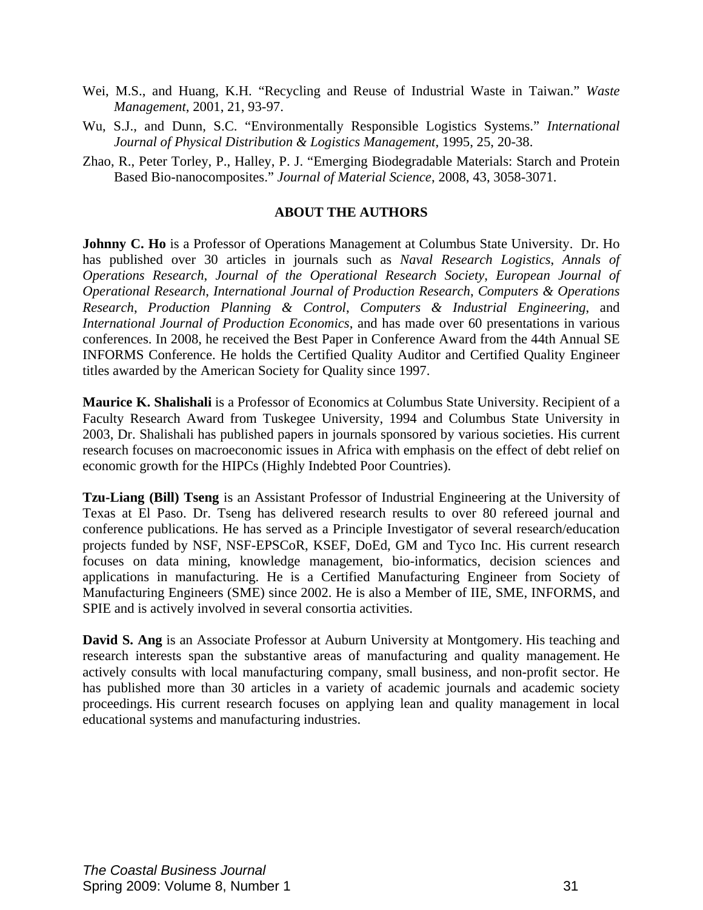Wei, M.S., and Huang, K.H. "Recycling and Reuse of Industrial Waste in Taiwan." *Waste Management*, 2001, 21, 93-97.

Wu, S.J., and Dunn, S.C. "Environmentally Responsible Logistics Systems." *International Journal of Physical Distribution & Logistics Management*, 1995, 25, 20-38.

Zhao, R., Peter Torley, P., Halley, P. J. "Emerging Biodegradable Materials: Starch and Protein Based Bio-nanocomposites." *Journal of Material Science*, 2008, 43, 3058-3071.

## ABOUT THE AUTHORS

**Johnny C. Ho** is a Professor of Operations Management at Columbus State University. Dr. Ho has published over 30 articles in journals such as *Naval Research Logistics*, *Annals of Operations Research*, *Journal of the Operational Research Society*, *European Journal of Operational Research*, *International Journal of Production Research*, *Computers & Operations Research*, *Production Planning & Control*, *Computers & Industrial Engineering*, and *International Journal of Production Economics*, and has made over 60 presentations in various conferences. In 2008, he received the Best Paper in Conference Award from the 44th Annual SE INFORMS Conference. He holds the Certified Quality Auditor and Certified Quality Engineer titles awarded by the American Society for Quality since 1997.

**Maurice K. Shalishali** is a Professor of Economics at Columbus State University. Recipient of a Faculty Research Award from Tuskegee University, 1994 and Columbus State University in 2003, Dr. Shalishali has published papers in journals sponsored by various societies. His current research focuses on macroeconomic issues in Africa with emphasis on the effect of debt relief on economic growth for the HIPCs (Highly Indebted Poor Countries).

**Tzu-Liang (Bill) Tseng** is an Assistant Professor of Industrial Engineering at the University of Texas at El Paso. Dr. Tseng has delivered research results to over 80 refereed journal and conference publications. He has served as a Principle Investigator of several research/education projects funded by NSF, NSF-EPSCoR, KSEF, DoEd, GM and Tyco Inc. His current research focuses on data mining, knowledge management, bio-informatics, decision sciences and applications in manufacturing. He is a Certified Manufacturing Engineer from Society of Manufacturing Engineers (SME) since 2002. He is also a Member of IIE, SME, INFORMS, and SPIE and is actively involved in several consortia activities.

**David S. Ang** is an Associate Professor at Auburn University at Montgomery. His teaching and research interests span the substantive areas of manufacturing and quality management. He actively consults with local manufacturing company, small business, and non-profit sector. He has published more than 30 articles in a variety of academic journals and academic society proceedings. His current research focuses on applying lean and quality management in local educational systems and manufacturing industries.